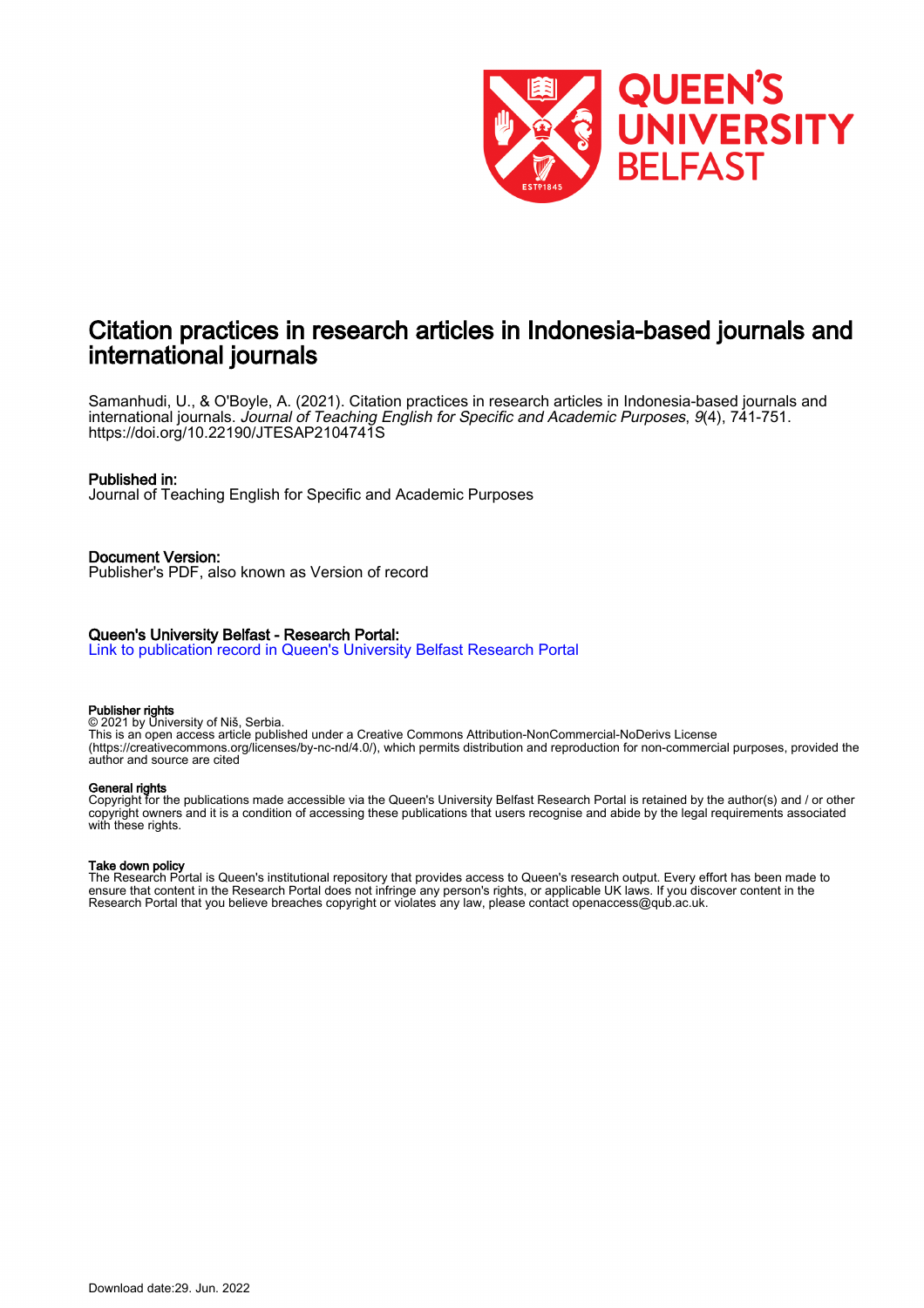# Citation practices in research articles in Indonesia-based journals and international journals

Samanhudi, U., & O'Boyle, A. (2021). Citation practices in research articles in Indonesia-based journals and international journals. *Journal of Teaching English for Specific and Academic Purposes*, *9*(4), 741-751. https://doi.org/10.22190/JTESAP2104741S

**Published in:**
Journal of Teaching English for Specific and Academic Purposes

**Document Version:**
Publisher's PDF, also known as Version of record

**Queen's University Belfast - Research Portal:**
Link to publication record in Queen's University Belfast Research Portal

**Publisher rights**
© 2021 by University of Niš, Serbia.
This is an open access article published under a Creative Commons Attribution-NonCommercial-NoDerivs License (https://creativecommons.org/licenses/by-nc-nd/4.0/), which permits distribution and reproduction for non-commercial purposes, provided the author and source are cited

**General rights**
Copyright for the publications made accessible via the Queen's University Belfast Research Portal is retained by the author(s) and / or other copyright owners and it is a condition of accessing these publications that users recognise and abide by the legal requirements associated with these rights.

**Take down policy**
The Research Portal is Queen's institutional repository that provides access to Queen's research output. Every effort has been made to ensure that content in the Research Portal does not infringe any person's rights, or applicable UK laws. If you discover content in the Research Portal that you believe breaches copyright or violates any law, please contact openaccess@qub.ac.uk.

Download date:29. Jun. 2022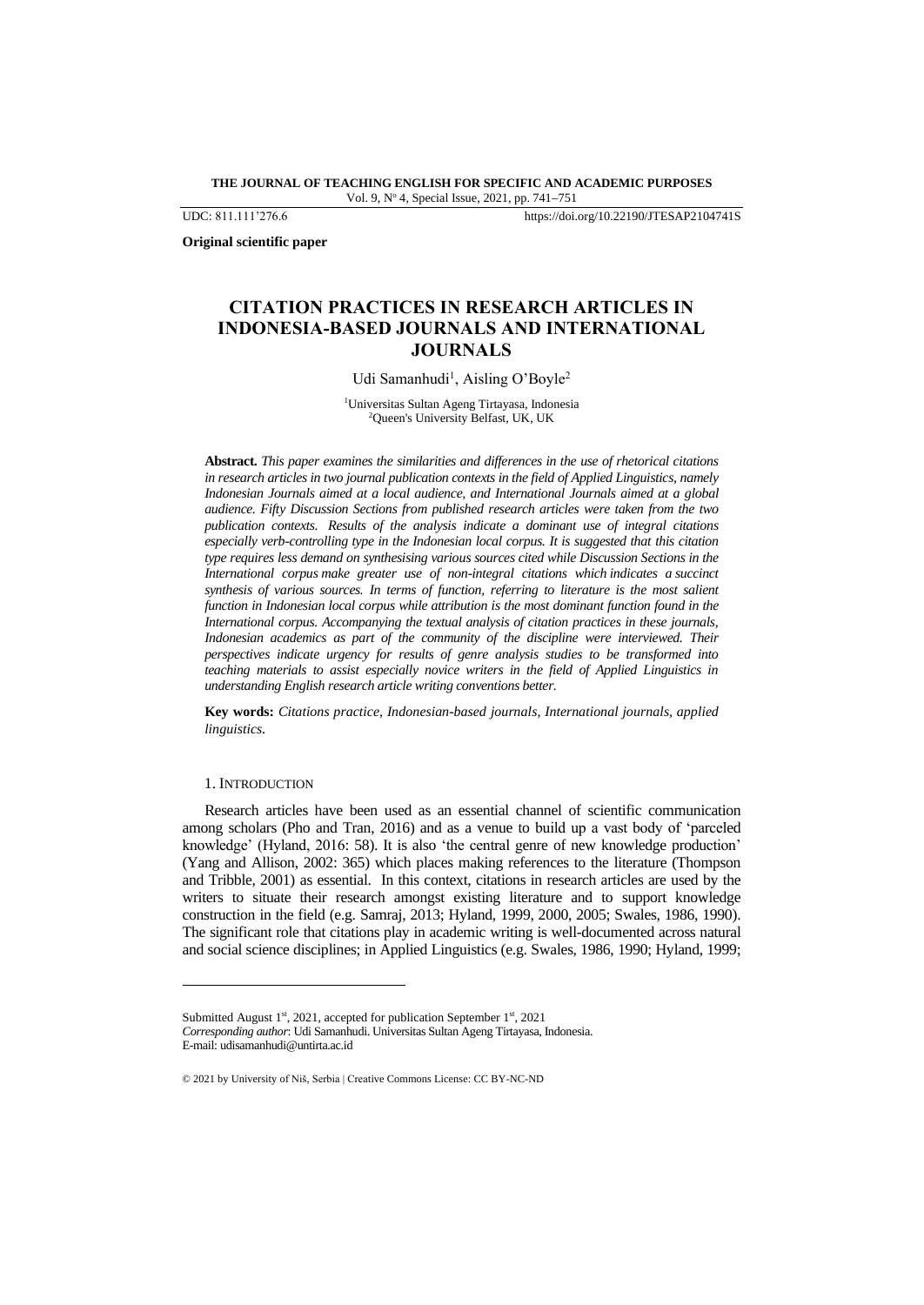**THE JOURNAL OF TEACHING ENGLISH FOR SPECIFIC AND ACADEMIC PURPOSES**
Vol. 9, N° 4, Special Issue, 2021, pp. 741–751

UDC: 811.111'276.6 https://doi.org/10.22190/JTESAP2104741S

**Original scientific paper**

# CITATION PRACTICES IN RESEARCH ARTICLES IN INDONESIA-BASED JOURNALS AND INTERNATIONAL JOURNALS

Udi Samanhudi[1], Aisling O'Boyle[2]

[1]Universitas Sultan Ageng Tirtayasa, Indonesia
[2]Queen's University Belfast, UK, UK

**Abstract.** *This paper examines the similarities and differences in the use of rhetorical citations in research articles in two journal publication contexts in the field of Applied Linguistics, namely Indonesian Journals aimed at a local audience, and International Journals aimed at a global audience. Fifty Discussion Sections from published research articles were taken from the two publication contexts. Results of the analysis indicate a dominant use of integral citations especially verb-controlling type in the Indonesian local corpus. It is suggested that this citation type requires less demand on synthesising various sources cited while Discussion Sections in the International corpus make greater use of non-integral citations which indicates a succinct synthesis of various sources. In terms of function, referring to literature is the most salient function in Indonesian local corpus while attribution is the most dominant function found in the International corpus. Accompanying the textual analysis of citation practices in these journals, Indonesian academics as part of the community of the discipline were interviewed. Their perspectives indicate urgency for results of genre analysis studies to be transformed into teaching materials to assist especially novice writers in the field of Applied Linguistics in understanding English research article writing conventions better.*

**Key words:** *Citations practice, Indonesian-based journals, International journals, applied linguistics.*

## 1. Introduction

Research articles have been used as an essential channel of scientific communication among scholars (Pho and Tran, 2016) and as a venue to build up a vast body of 'parceled knowledge' (Hyland, 2016: 58). It is also 'the central genre of new knowledge production' (Yang and Allison, 2002: 365) which places making references to the literature (Thompson and Tribble, 2001) as essential. In this context, citations in research articles are used by the writers to situate their research amongst existing literature and to support knowledge construction in the field (e.g. Samraj, 2013; Hyland, 1999, 2000, 2005; Swales, 1986, 1990). The significant role that citations play in academic writing is well-documented across natural and social science disciplines; in Applied Linguistics (e.g. Swales, 1986, 1990; Hyland, 1999;

---

Submitted August 1st, 2021, accepted for publication September 1st, 2021
*Corresponding author*: Udi Samanhudi. Universitas Sultan Ageng Tirtayasa, Indonesia.
E-mail: udisamanhudi@untirta.ac.id

© 2021 by University of Niš, Serbia | Creative Commons License: CC BY-NC-ND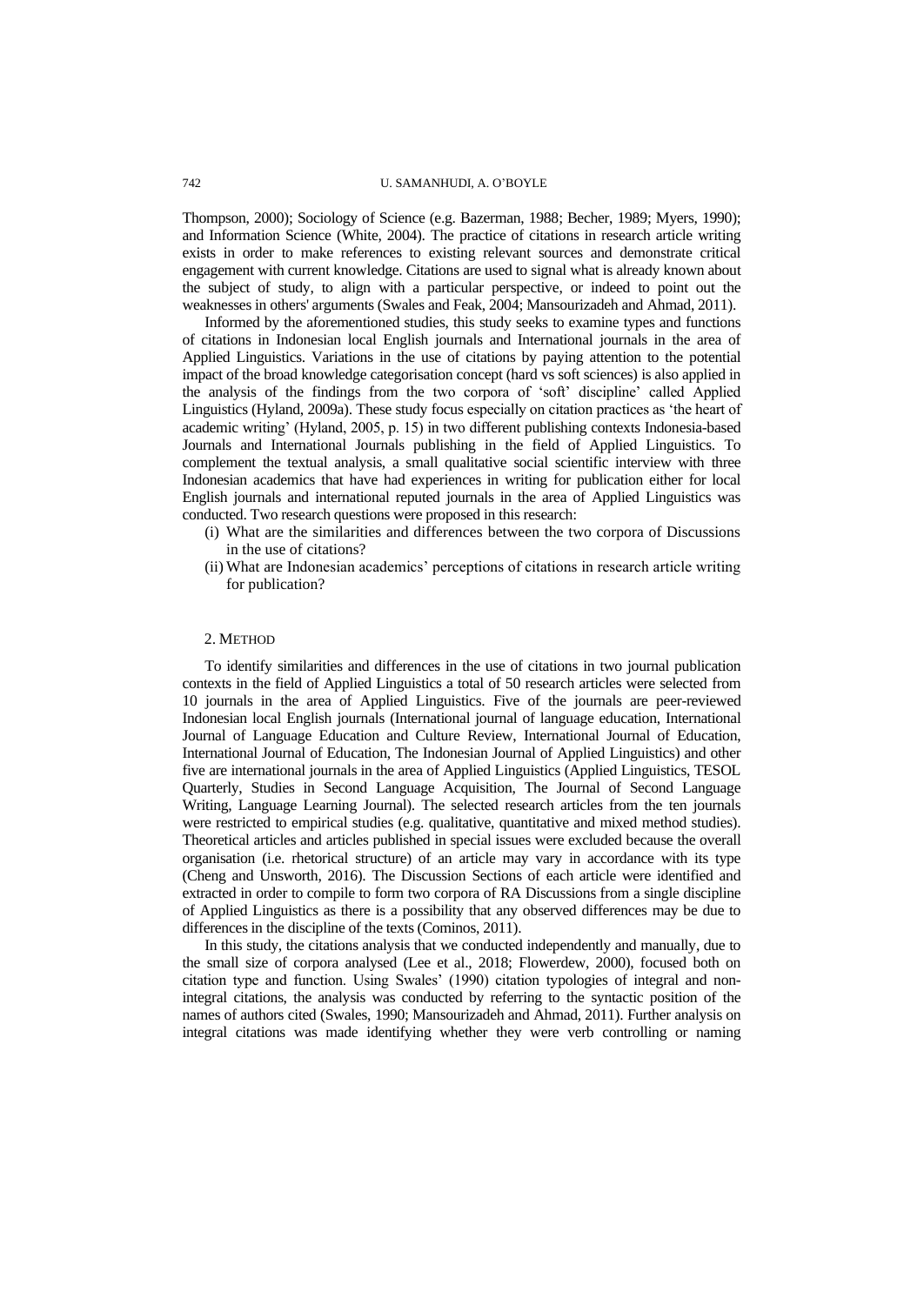Thompson, 2000); Sociology of Science (e.g. Bazerman, 1988; Becher, 1989; Myers, 1990); and Information Science (White, 2004). The practice of citations in research article writing exists in order to make references to existing relevant sources and demonstrate critical engagement with current knowledge. Citations are used to signal what is already known about the subject of study, to align with a particular perspective, or indeed to point out the weaknesses in others' arguments (Swales and Feak, 2004; Mansourizadeh and Ahmad, 2011).

Informed by the aforementioned studies, this study seeks to examine types and functions of citations in Indonesian local English journals and International journals in the area of Applied Linguistics. Variations in the use of citations by paying attention to the potential impact of the broad knowledge categorisation concept (hard vs soft sciences) is also applied in the analysis of the findings from the two corpora of 'soft' discipline' called Applied Linguistics (Hyland, 2009a). These study focus especially on citation practices as 'the heart of academic writing' (Hyland, 2005, p. 15) in two different publishing contexts Indonesia-based Journals and International Journals publishing in the field of Applied Linguistics. To complement the textual analysis, a small qualitative social scientific interview with three Indonesian academics that have had experiences in writing for publication either for local English journals and international reputed journals in the area of Applied Linguistics was conducted. Two research questions were proposed in this research:

(i) What are the similarities and differences between the two corpora of Discussions in the use of citations?
(ii) What are Indonesian academics' perceptions of citations in research article writing for publication?

## 2. Method

To identify similarities and differences in the use of citations in two journal publication contexts in the field of Applied Linguistics a total of 50 research articles were selected from 10 journals in the area of Applied Linguistics. Five of the journals are peer-reviewed Indonesian local English journals (International journal of language education, International Journal of Language Education and Culture Review, International Journal of Education, International Journal of Education, The Indonesian Journal of Applied Linguistics) and other five are international journals in the area of Applied Linguistics (Applied Linguistics, TESOL Quarterly, Studies in Second Language Acquisition, The Journal of Second Language Writing, Language Learning Journal). The selected research articles from the ten journals were restricted to empirical studies (e.g. qualitative, quantitative and mixed method studies). Theoretical articles and articles published in special issues were excluded because the overall organisation (i.e. rhetorical structure) of an article may vary in accordance with its type (Cheng and Unsworth, 2016). The Discussion Sections of each article were identified and extracted in order to compile to form two corpora of RA Discussions from a single discipline of Applied Linguistics as there is a possibility that any observed differences may be due to differences in the discipline of the texts (Cominos, 2011).

In this study, the citations analysis that we conducted independently and manually, due to the small size of corpora analysed (Lee et al., 2018; Flowerdew, 2000), focused both on citation type and function. Using Swales' (1990) citation typologies of integral and non-integral citations, the analysis was conducted by referring to the syntactic position of the names of authors cited (Swales, 1990; Mansourizadeh and Ahmad, 2011). Further analysis on integral citations was made identifying whether they were verb controlling or naming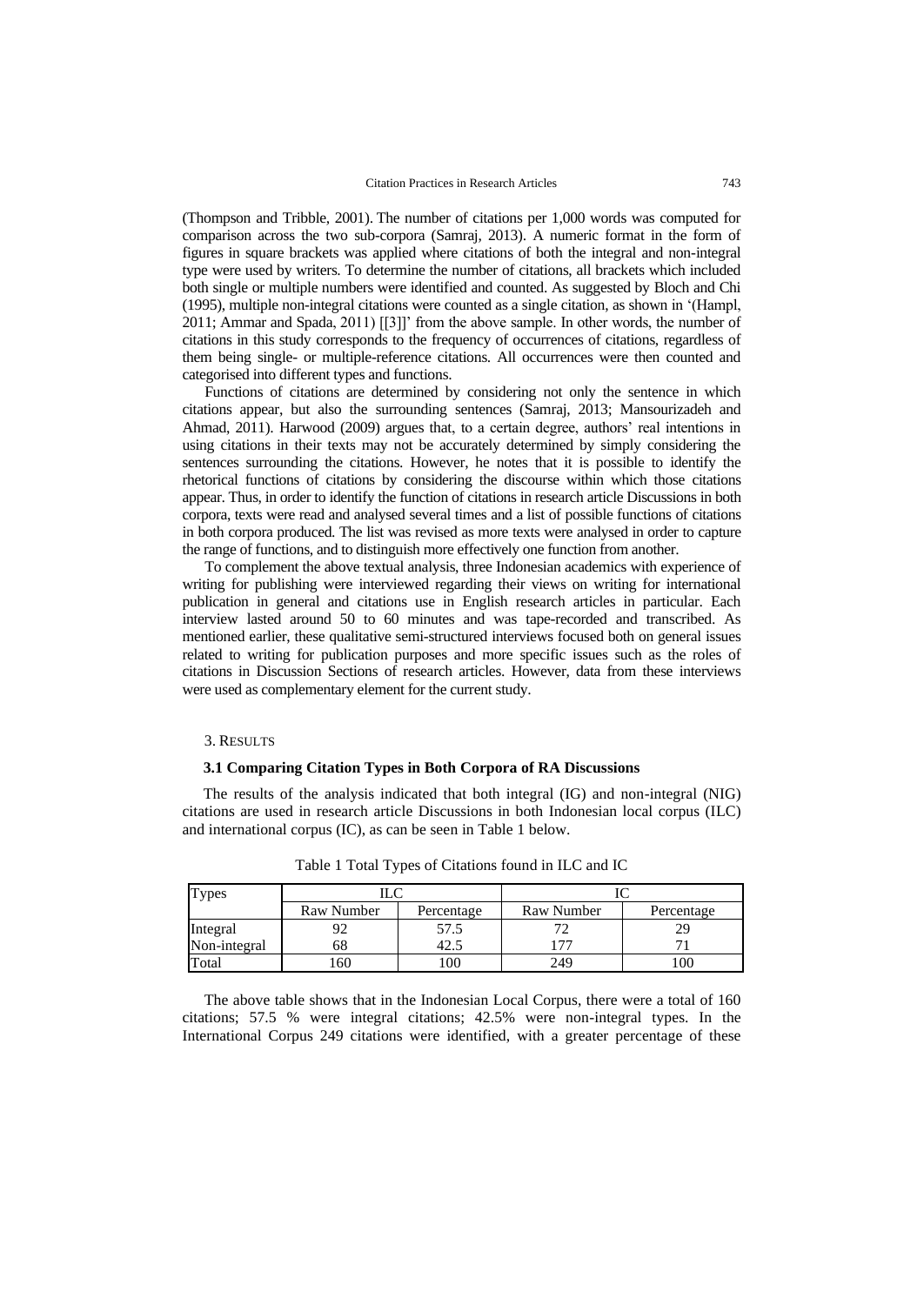(Thompson and Tribble, 2001). The number of citations per 1,000 words was computed for comparison across the two sub-corpora (Samraj, 2013). A numeric format in the form of figures in square brackets was applied where citations of both the integral and non-integral type were used by writers. To determine the number of citations, all brackets which included both single or multiple numbers were identified and counted. As suggested by Bloch and Chi (1995), multiple non-integral citations were counted as a single citation, as shown in '(Hampl, 2011; Ammar and Spada, 2011) [[3]]' from the above sample. In other words, the number of citations in this study corresponds to the frequency of occurrences of citations, regardless of them being single- or multiple-reference citations. All occurrences were then counted and categorised into different types and functions.

Functions of citations are determined by considering not only the sentence in which citations appear, but also the surrounding sentences (Samraj, 2013; Mansourizadeh and Ahmad, 2011). Harwood (2009) argues that, to a certain degree, authors' real intentions in using citations in their texts may not be accurately determined by simply considering the sentences surrounding the citations. However, he notes that it is possible to identify the rhetorical functions of citations by considering the discourse within which those citations appear. Thus, in order to identify the function of citations in research article Discussions in both corpora, texts were read and analysed several times and a list of possible functions of citations in both corpora produced. The list was revised as more texts were analysed in order to capture the range of functions, and to distinguish more effectively one function from another.

To complement the above textual analysis, three Indonesian academics with experience of writing for publishing were interviewed regarding their views on writing for international publication in general and citations use in English research articles in particular. Each interview lasted around 50 to 60 minutes and was tape-recorded and transcribed. As mentioned earlier, these qualitative semi-structured interviews focused both on general issues related to writing for publication purposes and more specific issues such as the roles of citations in Discussion Sections of research articles. However, data from these interviews were used as complementary element for the current study.

## 3. Results

### 3.1 Comparing Citation Types in Both Corpora of RA Discussions

The results of the analysis indicated that both integral (IG) and non-integral (NIG) citations are used in research article Discussions in both Indonesian local corpus (ILC) and international corpus (IC), as can be seen in Table 1 below.

Table 1 Total Types of Citations found in ILC and IC

| Types | ILC | | IC | |
|---|---|---|---|---|
| | Raw Number | Percentage | Raw Number | Percentage |
| Integral | 92 | 57.5 | 72 | 29 |
| Non-integral | 68 | 42.5 | 177 | 71 |
| Total | 160 | 100 | 249 | 100 |

The above table shows that in the Indonesian Local Corpus, there were a total of 160 citations; 57.5 % were integral citations; 42.5% were non-integral types. In the International Corpus 249 citations were identified, with a greater percentage of these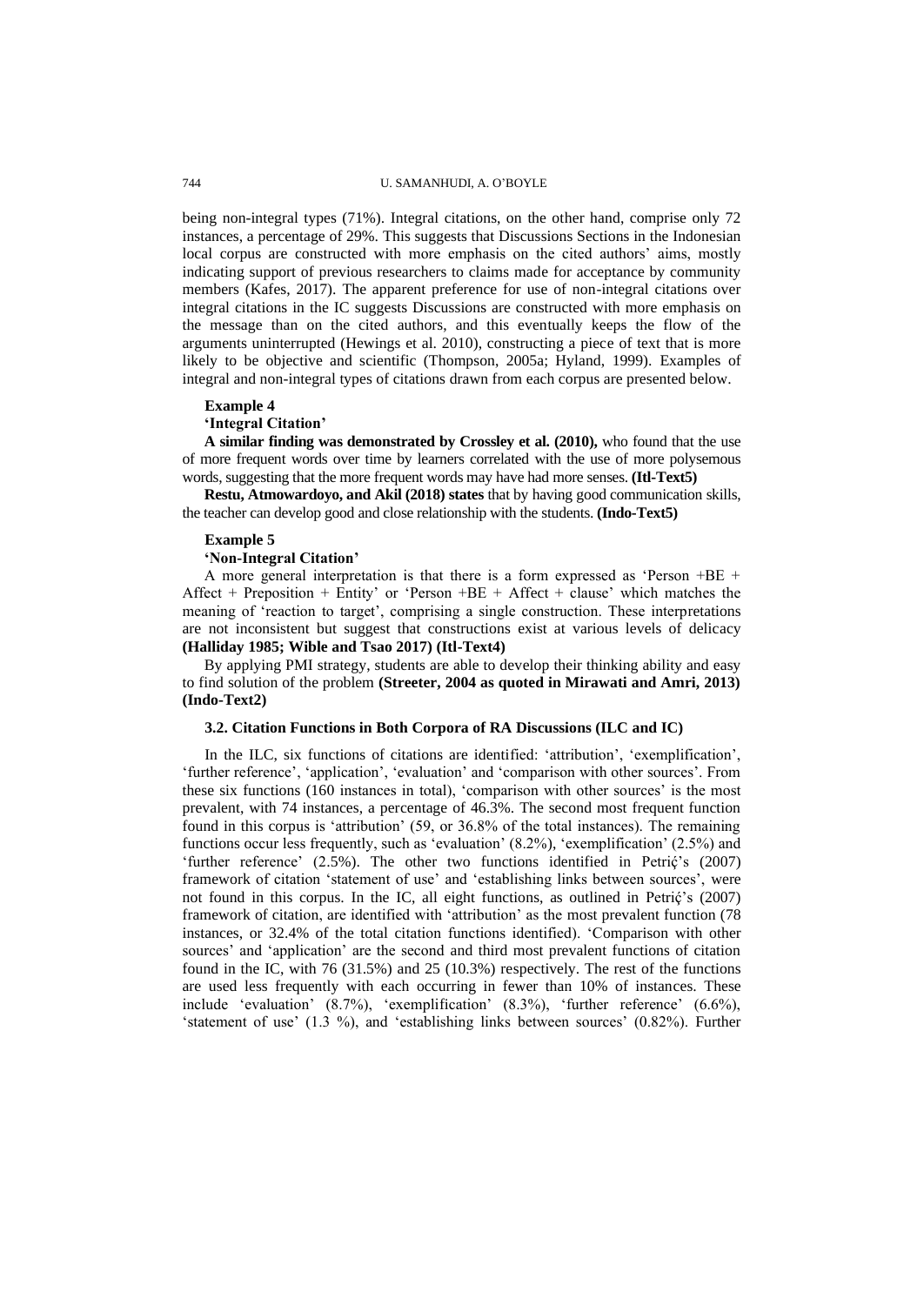being non-integral types (71%). Integral citations, on the other hand, comprise only 72 instances, a percentage of 29%. This suggests that Discussions Sections in the Indonesian local corpus are constructed with more emphasis on the cited authors' aims, mostly indicating support of previous researchers to claims made for acceptance by community members (Kafes, 2017). The apparent preference for use of non-integral citations over integral citations in the IC suggests Discussions are constructed with more emphasis on the message than on the cited authors, and this eventually keeps the flow of the arguments uninterrupted (Hewings et al. 2010), constructing a piece of text that is more likely to be objective and scientific (Thompson, 2005a; Hyland, 1999). Examples of integral and non-integral types of citations drawn from each corpus are presented below.

**Example 4**

**'Integral Citation'**

**A similar finding was demonstrated by Crossley et al. (2010),** who found that the use of more frequent words over time by learners correlated with the use of more polysemous words, suggesting that the more frequent words may have had more senses. **(Itl-Text5)**

**Restu, Atmowardoyo, and Akil (2018) states** that by having good communication skills, the teacher can develop good and close relationship with the students. **(Indo-Text5)**

**Example 5**

**'Non-Integral Citation'**

A more general interpretation is that there is a form expressed as 'Person +BE + Affect + Preposition + Entity' or 'Person +BE + Affect + clause' which matches the meaning of 'reaction to target', comprising a single construction. These interpretations are not inconsistent but suggest that constructions exist at various levels of delicacy **(Halliday 1985; Wible and Tsao 2017) (Itl-Text4)**

By applying PMI strategy, students are able to develop their thinking ability and easy to find solution of the problem **(Streeter, 2004 as quoted in Mirawati and Amri, 2013) (Indo-Text2)**

### 3.2. Citation Functions in Both Corpora of RA Discussions (ILC and IC)

In the ILC, six functions of citations are identified: 'attribution', 'exemplification', 'further reference', 'application', 'evaluation' and 'comparison with other sources'. From these six functions (160 instances in total), 'comparison with other sources' is the most prevalent, with 74 instances, a percentage of 46.3%. The second most frequent function found in this corpus is 'attribution' (59, or 36.8% of the total instances). The remaining functions occur less frequently, such as 'evaluation' (8.2%), 'exemplification' (2.5%) and 'further reference' (2.5%). The other two functions identified in Petrić's (2007) framework of citation 'statement of use' and 'establishing links between sources', were not found in this corpus. In the IC, all eight functions, as outlined in Petrić's (2007) framework of citation, are identified with 'attribution' as the most prevalent function (78 instances, or 32.4% of the total citation functions identified). 'Comparison with other sources' and 'application' are the second and third most prevalent functions of citation found in the IC, with 76 (31.5%) and 25 (10.3%) respectively. The rest of the functions are used less frequently with each occurring in fewer than 10% of instances. These include 'evaluation' (8.7%), 'exemplification' (8.3%), 'further reference' (6.6%), 'statement of use' (1.3 %), and 'establishing links between sources' (0.82%). Further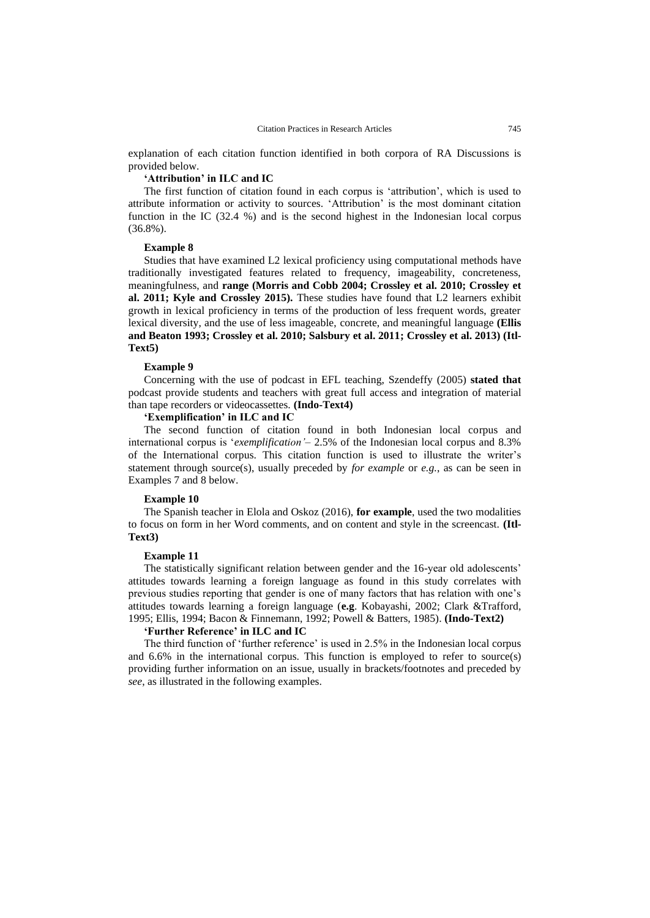explanation of each citation function identified in both corpora of RA Discussions is provided below.

**'Attribution' in ILC and IC**

The first function of citation found in each corpus is 'attribution', which is used to attribute information or activity to sources. 'Attribution' is the most dominant citation function in the IC (32.4 %) and is the second highest in the Indonesian local corpus (36.8%).

**Example 8**

Studies that have examined L2 lexical proficiency using computational methods have traditionally investigated features related to frequency, imageability, concreteness, meaningfulness, and **range (Morris and Cobb 2004; Crossley et al. 2010; Crossley et al. 2011; Kyle and Crossley 2015).** These studies have found that L2 learners exhibit growth in lexical proficiency in terms of the production of less frequent words, greater lexical diversity, and the use of less imageable, concrete, and meaningful language **(Ellis and Beaton 1993; Crossley et al. 2010; Salsbury et al. 2011; Crossley et al. 2013) (Itl-Text5)**

**Example 9**

Concerning with the use of podcast in EFL teaching, Szendeffy (2005) **stated that** podcast provide students and teachers with great full access and integration of material than tape recorders or videocassettes. **(Indo-Text4)**

**'Exemplification' in ILC and IC**

The second function of citation found in both Indonesian local corpus and international corpus is '*exemplification'*– 2.5% of the Indonesian local corpus and 8.3% of the International corpus. This citation function is used to illustrate the writer's statement through source(s), usually preceded by *for example* or *e.g.*, as can be seen in Examples 7 and 8 below.

**Example 10**

The Spanish teacher in Elola and Oskoz (2016), **for example**, used the two modalities to focus on form in her Word comments, and on content and style in the screencast. **(Itl-Text3)**

**Example 11**

The statistically significant relation between gender and the 16-year old adolescents' attitudes towards learning a foreign language as found in this study correlates with previous studies reporting that gender is one of many factors that has relation with one's attitudes towards learning a foreign language (**e.g**. Kobayashi, 2002; Clark &Trafford, 1995; Ellis, 1994; Bacon & Finnemann, 1992; Powell & Batters, 1985). **(Indo-Text2)**

**'Further Reference' in ILC and IC**

The third function of 'further reference' is used in 2.5% in the Indonesian local corpus and 6.6% in the international corpus. This function is employed to refer to source(s) providing further information on an issue, usually in brackets/footnotes and preceded by *see*, as illustrated in the following examples.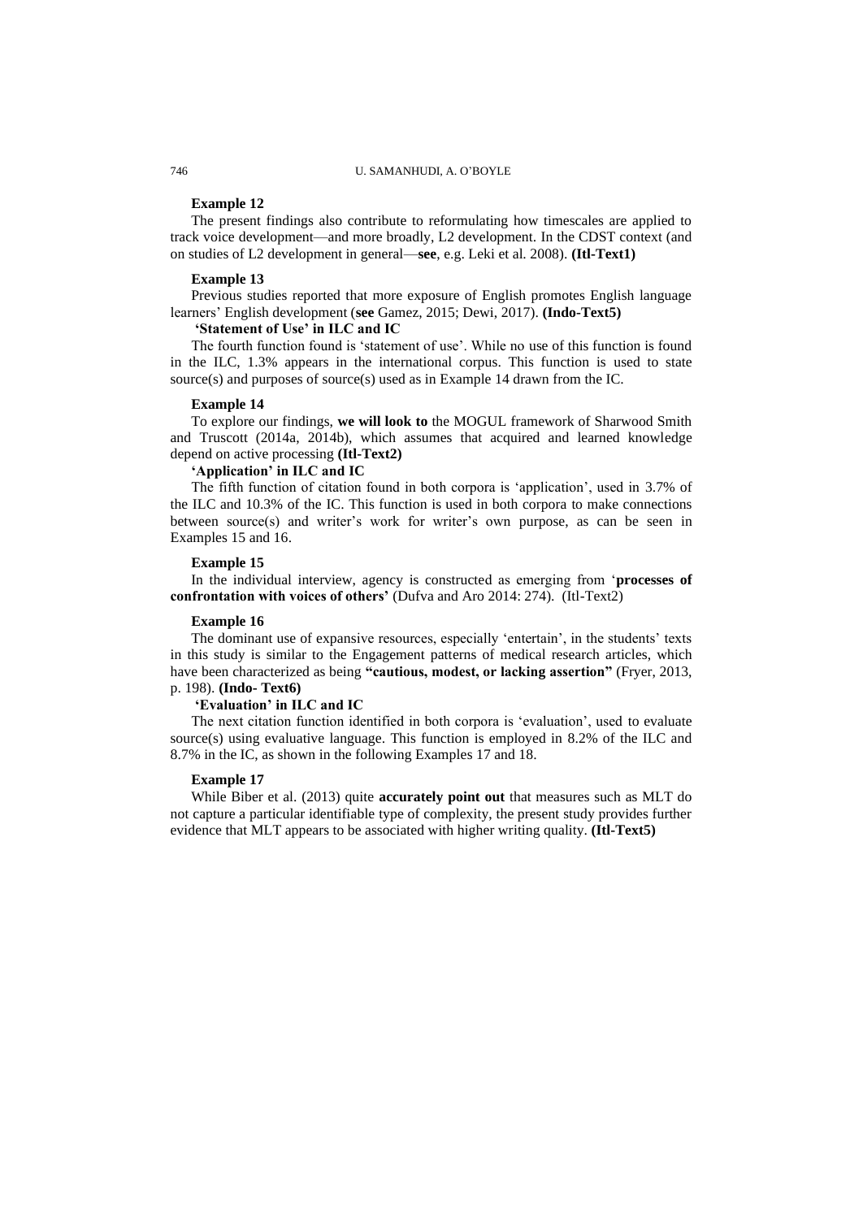**Example 12**

The present findings also contribute to reformulating how timescales are applied to track voice development—and more broadly, L2 development. In the CDST context (and on studies of L2 development in general—**see**, e.g. Leki et al. 2008). **(Itl-Text1)**

**Example 13**

Previous studies reported that more exposure of English promotes English language learners' English development (**see** Gamez, 2015; Dewi, 2017). **(Indo-Text5)**

**'Statement of Use' in ILC and IC**

The fourth function found is 'statement of use'. While no use of this function is found in the ILC, 1.3% appears in the international corpus. This function is used to state source(s) and purposes of source(s) used as in Example 14 drawn from the IC.

**Example 14**

To explore our findings, **we will look to** the MOGUL framework of Sharwood Smith and Truscott (2014a, 2014b), which assumes that acquired and learned knowledge depend on active processing **(Itl-Text2)**

**'Application' in ILC and IC**

The fifth function of citation found in both corpora is 'application', used in 3.7% of the ILC and 10.3% of the IC. This function is used in both corpora to make connections between source(s) and writer's work for writer's own purpose, as can be seen in Examples 15 and 16.

**Example 15**

In the individual interview, agency is constructed as emerging from '**processes of confrontation with voices of others**' (Dufva and Aro 2014: 274). (Itl-Text2)

**Example 16**

The dominant use of expansive resources, especially 'entertain', in the students' texts in this study is similar to the Engagement patterns of medical research articles, which have been characterized as being **"cautious, modest, or lacking assertion"** (Fryer, 2013, p. 198). **(Indo- Text6)**

**'Evaluation' in ILC and IC**

The next citation function identified in both corpora is 'evaluation', used to evaluate source(s) using evaluative language. This function is employed in 8.2% of the ILC and 8.7% in the IC, as shown in the following Examples 17 and 18.

**Example 17**

While Biber et al. (2013) quite **accurately point out** that measures such as MLT do not capture a particular identifiable type of complexity, the present study provides further evidence that MLT appears to be associated with higher writing quality. **(Itl-Text5)**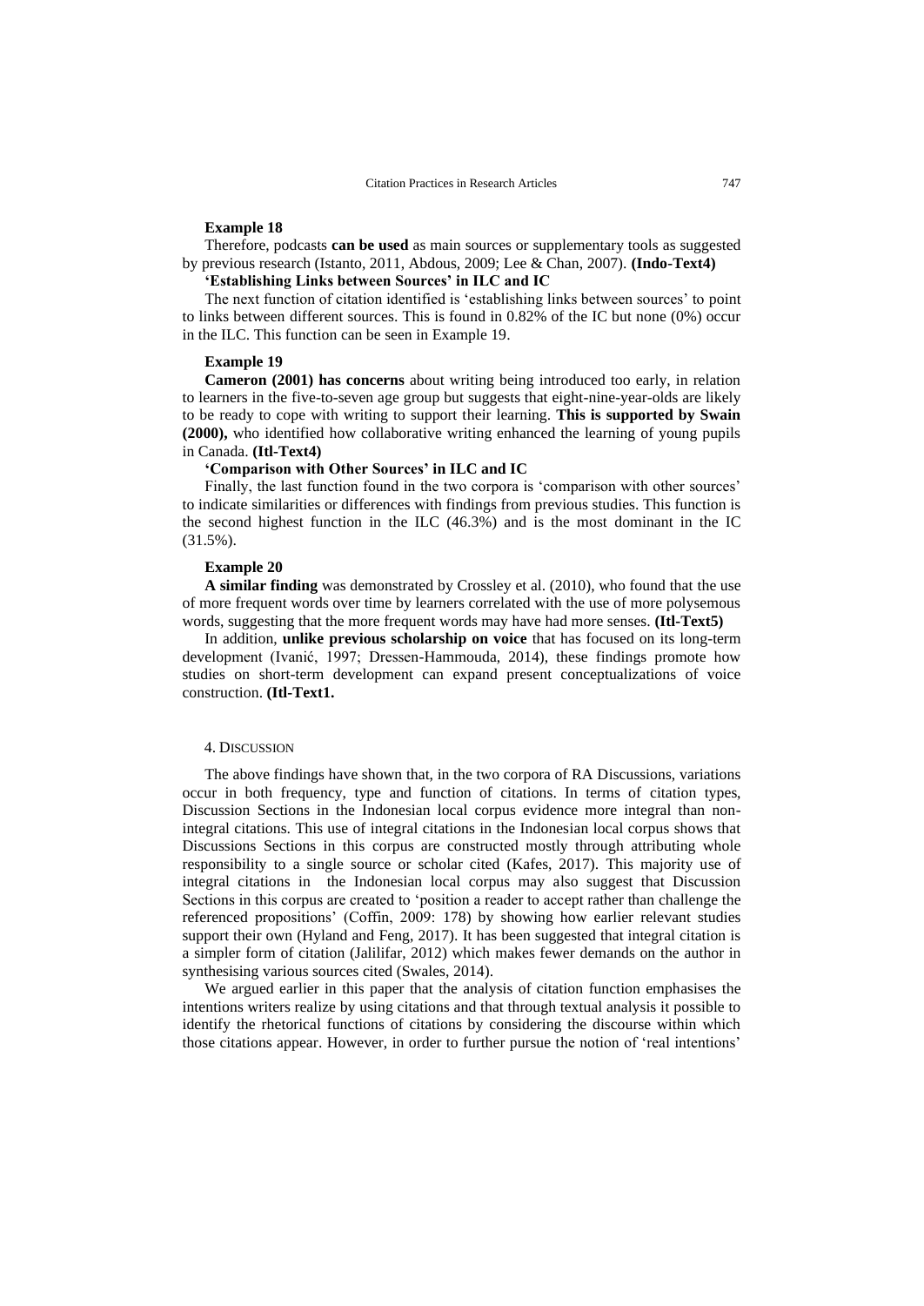**Example 18**

Therefore, podcasts **can be used** as main sources or supplementary tools as suggested by previous research (Istanto, 2011, Abdous, 2009; Lee & Chan, 2007). **(Indo-Text4)**

**'Establishing Links between Sources' in ILC and IC**

The next function of citation identified is 'establishing links between sources' to point to links between different sources. This is found in 0.82% of the IC but none (0%) occur in the ILC. This function can be seen in Example 19.

**Example 19**

**Cameron (2001) has concerns** about writing being introduced too early, in relation to learners in the five-to-seven age group but suggests that eight-nine-year-olds are likely to be ready to cope with writing to support their learning. **This is supported by Swain (2000),** who identified how collaborative writing enhanced the learning of young pupils in Canada. **(Itl-Text4)**

**'Comparison with Other Sources' in ILC and IC**

Finally, the last function found in the two corpora is 'comparison with other sources' to indicate similarities or differences with findings from previous studies. This function is the second highest function in the ILC (46.3%) and is the most dominant in the IC (31.5%).

**Example 20**

**A similar finding** was demonstrated by Crossley et al. (2010), who found that the use of more frequent words over time by learners correlated with the use of more polysemous words, suggesting that the more frequent words may have had more senses. **(Itl-Text5)**

In addition, **unlike previous scholarship on voice** that has focused on its long-term development (Ivanić, 1997; Dressen-Hammouda, 2014), these findings promote how studies on short-term development can expand present conceptualizations of voice construction. **(Itl-Text1.**

## 4. Discussion

The above findings have shown that, in the two corpora of RA Discussions, variations occur in both frequency, type and function of citations. In terms of citation types, Discussion Sections in the Indonesian local corpus evidence more integral than non-integral citations. This use of integral citations in the Indonesian local corpus shows that Discussions Sections in this corpus are constructed mostly through attributing whole responsibility to a single source or scholar cited (Kafes, 2017). This majority use of integral citations in the Indonesian local corpus may also suggest that Discussion Sections in this corpus are created to 'position a reader to accept rather than challenge the referenced propositions' (Coffin, 2009: 178) by showing how earlier relevant studies support their own (Hyland and Feng, 2017). It has been suggested that integral citation is a simpler form of citation (Jalilifar, 2012) which makes fewer demands on the author in synthesising various sources cited (Swales, 2014).

We argued earlier in this paper that the analysis of citation function emphasises the intentions writers realize by using citations and that through textual analysis it possible to identify the rhetorical functions of citations by considering the discourse within which those citations appear. However, in order to further pursue the notion of 'real intentions'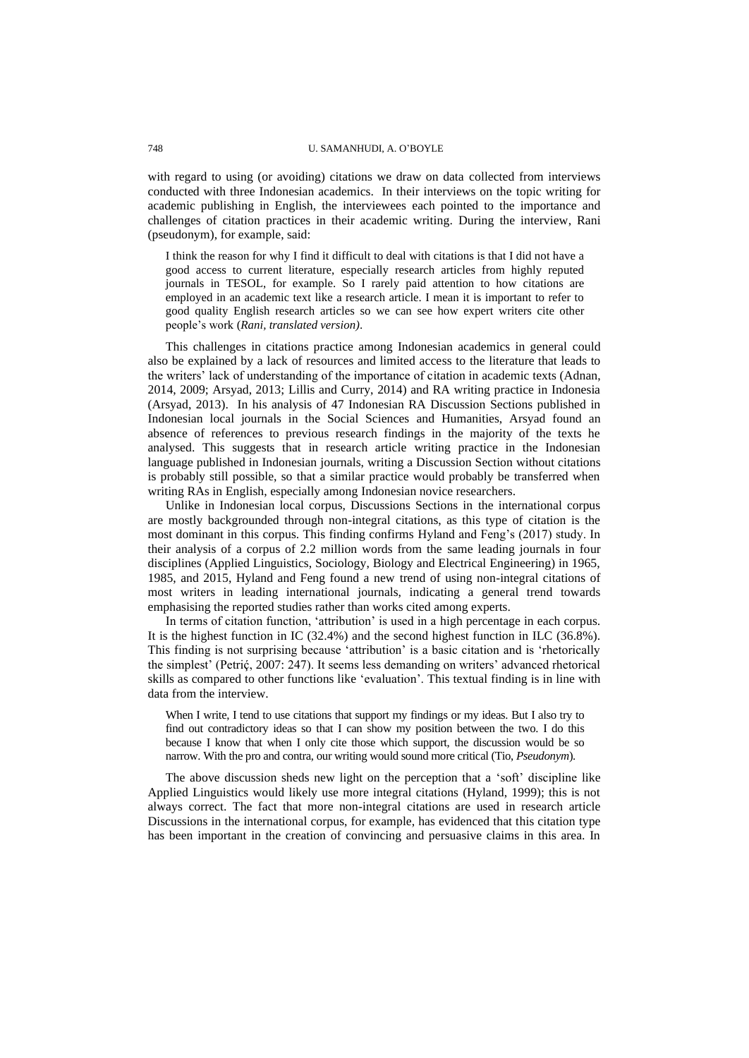with regard to using (or avoiding) citations we draw on data collected from interviews conducted with three Indonesian academics. In their interviews on the topic writing for academic publishing in English, the interviewees each pointed to the importance and challenges of citation practices in their academic writing. During the interview, Rani (pseudonym), for example, said:

> I think the reason for why I find it difficult to deal with citations is that I did not have a good access to current literature, especially research articles from highly reputed journals in TESOL, for example. So I rarely paid attention to how citations are employed in an academic text like a research article. I mean it is important to refer to good quality English research articles so we can see how expert writers cite other people's work (*Rani, translated version)*.

This challenges in citations practice among Indonesian academics in general could also be explained by a lack of resources and limited access to the literature that leads to the writers' lack of understanding of the importance of citation in academic texts (Adnan, 2014, 2009; Arsyad, 2013; Lillis and Curry, 2014) and RA writing practice in Indonesia (Arsyad, 2013). In his analysis of 47 Indonesian RA Discussion Sections published in Indonesian local journals in the Social Sciences and Humanities, Arsyad found an absence of references to previous research findings in the majority of the texts he analysed. This suggests that in research article writing practice in the Indonesian language published in Indonesian journals, writing a Discussion Section without citations is probably still possible, so that a similar practice would probably be transferred when writing RAs in English, especially among Indonesian novice researchers.

Unlike in Indonesian local corpus, Discussions Sections in the international corpus are mostly backgrounded through non-integral citations, as this type of citation is the most dominant in this corpus. This finding confirms Hyland and Feng's (2017) study. In their analysis of a corpus of 2.2 million words from the same leading journals in four disciplines (Applied Linguistics, Sociology, Biology and Electrical Engineering) in 1965, 1985, and 2015, Hyland and Feng found a new trend of using non-integral citations of most writers in leading international journals, indicating a general trend towards emphasising the reported studies rather than works cited among experts.

In terms of citation function, 'attribution' is used in a high percentage in each corpus. It is the highest function in IC (32.4%) and the second highest function in ILC (36.8%). This finding is not surprising because 'attribution' is a basic citation and is 'rhetorically the simplest' (Petrić, 2007: 247). It seems less demanding on writers' advanced rhetorical skills as compared to other functions like 'evaluation'. This textual finding is in line with data from the interview.

> When I write, I tend to use citations that support my findings or my ideas. But I also try to find out contradictory ideas so that I can show my position between the two. I do this because I know that when I only cite those which support, the discussion would be so narrow. With the pro and contra, our writing would sound more critical (Tio, *Pseudonym*).

The above discussion sheds new light on the perception that a 'soft' discipline like Applied Linguistics would likely use more integral citations (Hyland, 1999); this is not always correct. The fact that more non-integral citations are used in research article Discussions in the international corpus, for example, has evidenced that this citation type has been important in the creation of convincing and persuasive claims in this area. In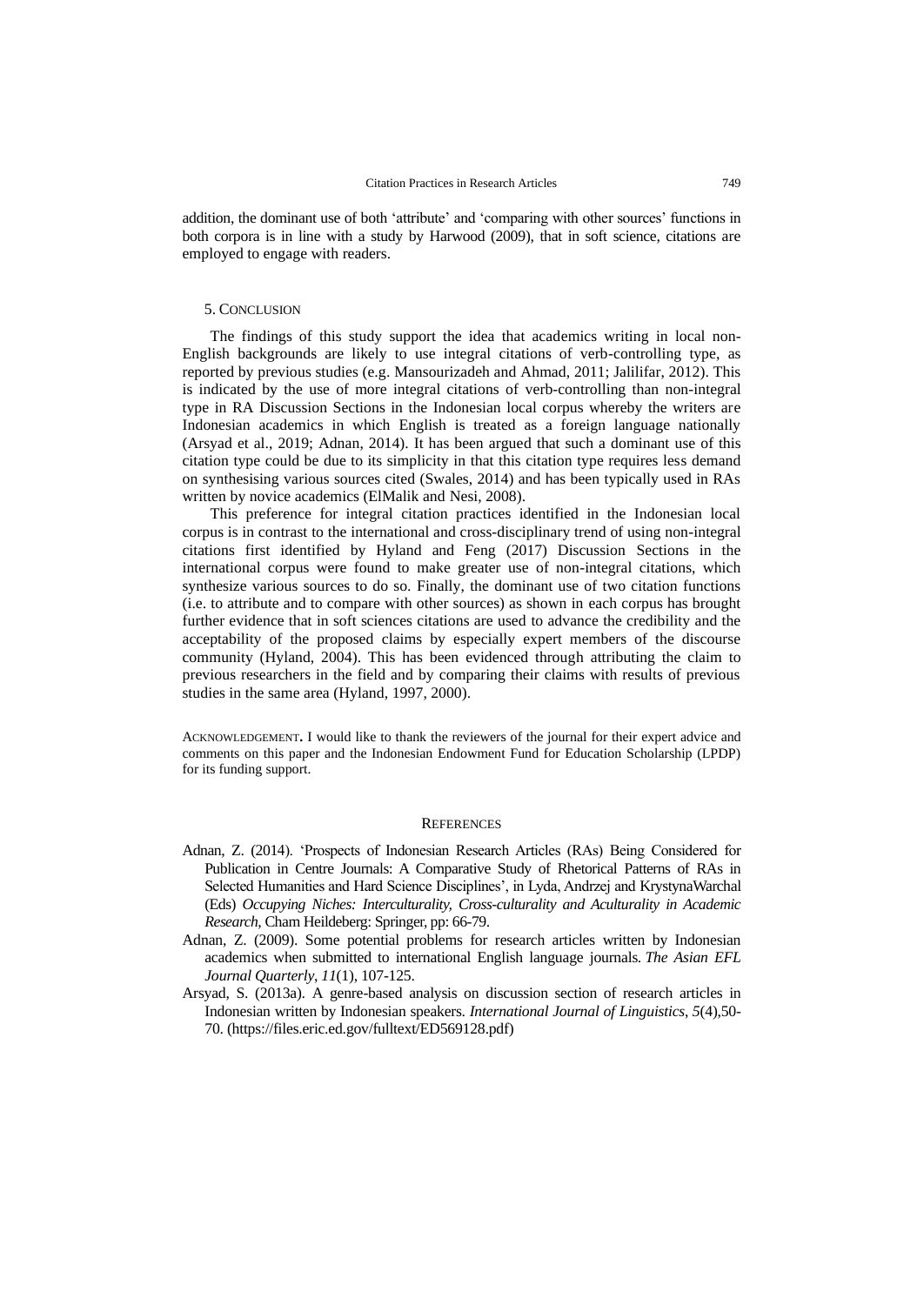addition, the dominant use of both 'attribute' and 'comparing with other sources' functions in both corpora is in line with a study by Harwood (2009), that in soft science, citations are employed to engage with readers.

## 5. Conclusion

The findings of this study support the idea that academics writing in local non-English backgrounds are likely to use integral citations of verb-controlling type, as reported by previous studies (e.g. Mansourizadeh and Ahmad, 2011; Jalilifar, 2012). This is indicated by the use of more integral citations of verb-controlling than non-integral type in RA Discussion Sections in the Indonesian local corpus whereby the writers are Indonesian academics in which English is treated as a foreign language nationally (Arsyad et al., 2019; Adnan, 2014). It has been argued that such a dominant use of this citation type could be due to its simplicity in that this citation type requires less demand on synthesising various sources cited (Swales, 2014) and has been typically used in RAs written by novice academics (ElMalik and Nesi, 2008).

This preference for integral citation practices identified in the Indonesian local corpus is in contrast to the international and cross-disciplinary trend of using non-integral citations first identified by Hyland and Feng (2017) Discussion Sections in the international corpus were found to make greater use of non-integral citations, which synthesize various sources to do so. Finally, the dominant use of two citation functions (i.e. to attribute and to compare with other sources) as shown in each corpus has brought further evidence that in soft sciences citations are used to advance the credibility and the acceptability of the proposed claims by especially expert members of the discourse community (Hyland, 2004). This has been evidenced through attributing the claim to previous researchers in the field and by comparing their claims with results of previous studies in the same area (Hyland, 1997, 2000).

Acknowledgement**.** I would like to thank the reviewers of the journal for their expert advice and comments on this paper and the Indonesian Endowment Fund for Education Scholarship (LPDP) for its funding support.

## References

- Adnan, Z. (2014). 'Prospects of Indonesian Research Articles (RAs) Being Considered for Publication in Centre Journals: A Comparative Study of Rhetorical Patterns of RAs in Selected Humanities and Hard Science Disciplines', in Lyda, Andrzej and KrystynaWarchal (Eds) *Occupying Niches: Interculturality, Cross-culturality and Aculturality in Academic Research*, Cham Heildeberg: Springer, pp: 66-79.
- Adnan, Z. (2009). Some potential problems for research articles written by Indonesian academics when submitted to international English language journals. *The Asian EFL Journal Quarterly*, *11*(1), 107-125.
- Arsyad, S. (2013a). A genre-based analysis on discussion section of research articles in Indonesian written by Indonesian speakers. *International Journal of Linguistics*, *5*(4),50-70. (https://files.eric.ed.gov/fulltext/ED569128.pdf)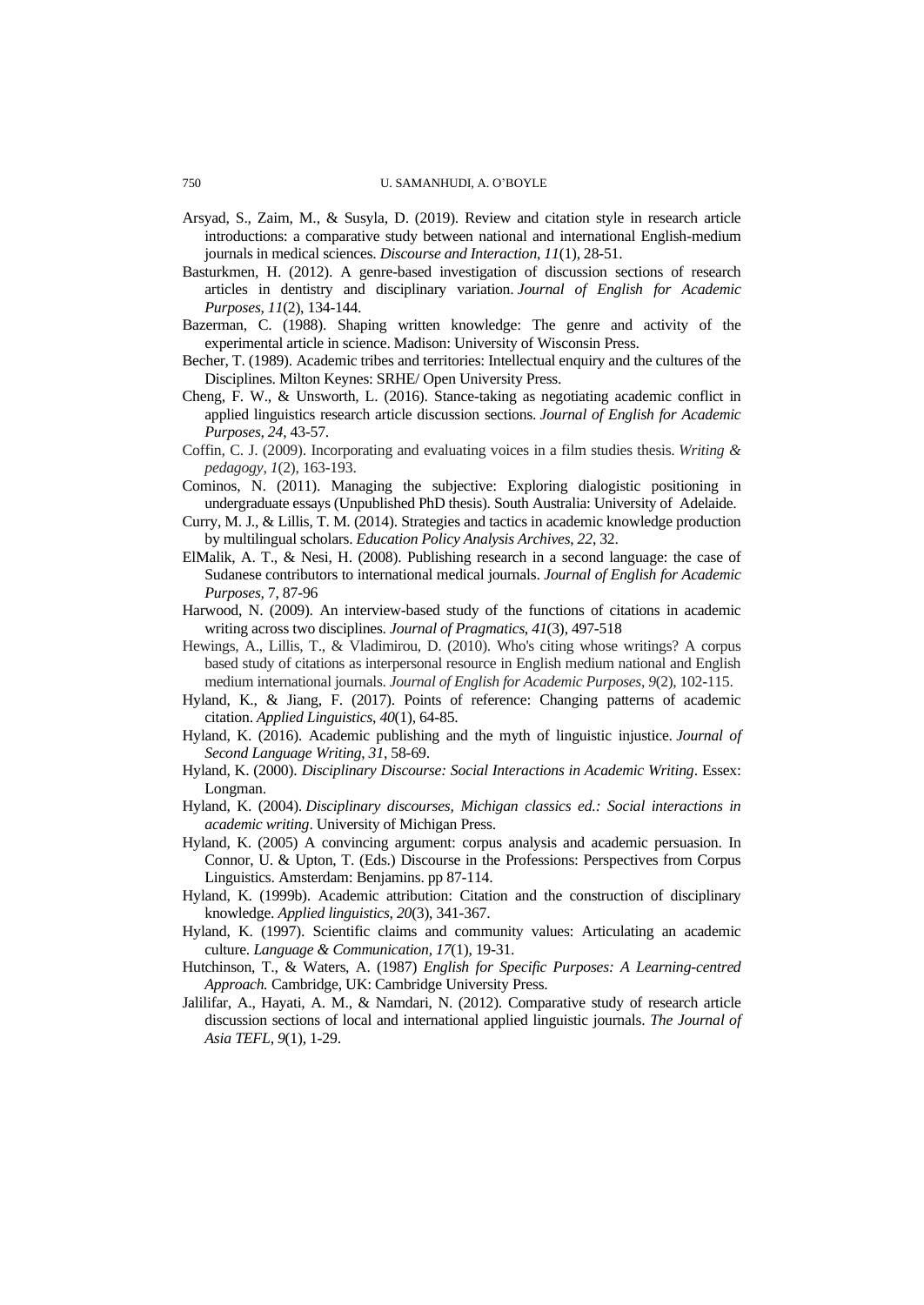Arsyad, S., Zaim, M., & Susyla, D. (2019). Review and citation style in research article introductions: a comparative study between national and international English-medium journals in medical sciences. *Discourse and Interaction*, *11*(1), 28-51.

Basturkmen, H. (2012). A genre-based investigation of discussion sections of research articles in dentistry and disciplinary variation. *Journal of English for Academic Purposes*, *11*(2), 134-144.

Bazerman, C. (1988). Shaping written knowledge: The genre and activity of the experimental article in science. Madison: University of Wisconsin Press.

Becher, T. (1989). Academic tribes and territories: Intellectual enquiry and the cultures of the Disciplines. Milton Keynes: SRHE/ Open University Press.

Cheng, F. W., & Unsworth, L. (2016). Stance-taking as negotiating academic conflict in applied linguistics research article discussion sections. *Journal of English for Academic Purposes*, *24*, 43-57.

Coffin, C. J. (2009). Incorporating and evaluating voices in a film studies thesis. *Writing & pedagogy*, *1*(2), 163-193.

Cominos, N. (2011). Managing the subjective: Exploring dialogistic positioning in undergraduate essays (Unpublished PhD thesis). South Australia: University of Adelaide.

Curry, M. J., & Lillis, T. M. (2014). Strategies and tactics in academic knowledge production by multilingual scholars. *Education Policy Analysis Archives*, *22*, 32.

ElMalik, A. T., & Nesi, H. (2008). Publishing research in a second language: the case of Sudanese contributors to international medical journals. *Journal of English for Academic Purposes*, 7, 87-96

Harwood, N. (2009). An interview-based study of the functions of citations in academic writing across two disciplines. *Journal of Pragmatics*, *41*(3), 497-518

Hewings, A., Lillis, T., & Vladimirou, D. (2010). Who's citing whose writings? A corpus based study of citations as interpersonal resource in English medium national and English medium international journals. *Journal of English for Academic Purposes*, *9*(2), 102-115.

Hyland, K., & Jiang, F. (2017). Points of reference: Changing patterns of academic citation. *Applied Linguistics*, *40*(1), 64-85.

Hyland, K. (2016). Academic publishing and the myth of linguistic injustice. *Journal of Second Language Writing*, *31*, 58-69.

Hyland, K. (2000). *Disciplinary Discourse: Social Interactions in Academic Writing*. Essex: Longman.

Hyland, K. (2004). *Disciplinary discourses, Michigan classics ed.: Social interactions in academic writing*. University of Michigan Press.

Hyland, K. (2005) A convincing argument: corpus analysis and academic persuasion. In Connor, U. & Upton, T. (Eds.) Discourse in the Professions: Perspectives from Corpus Linguistics. Amsterdam: Benjamins. pp 87-114.

Hyland, K. (1999b). Academic attribution: Citation and the construction of disciplinary knowledge. *Applied linguistics*, *20*(3), 341-367.

Hyland, K. (1997). Scientific claims and community values: Articulating an academic culture. *Language & Communication*, *17*(1), 19-31.

Hutchinson, T., & Waters, A. (1987) *English for Specific Purposes: A Learning-centred Approach.* Cambridge, UK: Cambridge University Press.

Jalilifar, A., Hayati, A. M., & Namdari, N. (2012). Comparative study of research article discussion sections of local and international applied linguistic journals. *The Journal of Asia TEFL*, *9*(1), 1-29.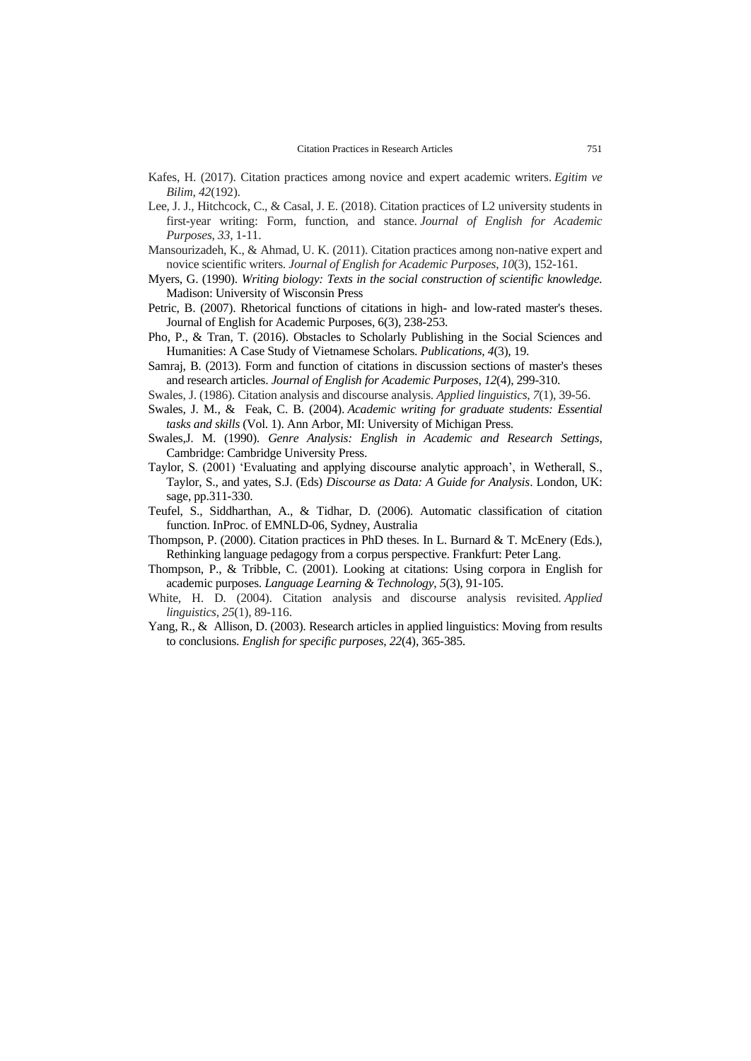Kafes, H. (2017). Citation practices among novice and expert academic writers. *Egitim ve Bilim*, *42*(192).

Lee, J. J., Hitchcock, C., & Casal, J. E. (2018). Citation practices of L2 university students in first-year writing: Form, function, and stance. *Journal of English for Academic Purposes*, *33*, 1-11.

Mansourizadeh, K., & Ahmad, U. K. (2011). Citation practices among non-native expert and novice scientific writers. *Journal of English for Academic Purposes*, *10*(3), 152-161.

Myers, G. (1990). *Writing biology: Texts in the social construction of scientific knowledge.* Madison: University of Wisconsin Press

Petric, B. (2007). Rhetorical functions of citations in high- and low-rated master's theses. Journal of English for Academic Purposes, 6(3), 238-253.

Pho, P., & Tran, T. (2016). Obstacles to Scholarly Publishing in the Social Sciences and Humanities: A Case Study of Vietnamese Scholars. *Publications*, *4*(3), 19.

Samraj, B. (2013). Form and function of citations in discussion sections of master's theses and research articles. *Journal of English for Academic Purposes*, *12*(4), 299-310.

Swales, J. (1986). Citation analysis and discourse analysis. *Applied linguistics*, *7*(1), 39-56.

Swales, J. M., & Feak, C. B. (2004). *Academic writing for graduate students: Essential tasks and skills* (Vol. 1). Ann Arbor, MI: University of Michigan Press.

Swales,J. M. (1990). *Genre Analysis: English in Academic and Research Settings*, Cambridge: Cambridge University Press.

Taylor, S. (2001) 'Evaluating and applying discourse analytic approach', in Wetherall, S., Taylor, S., and yates, S.J. (Eds) *Discourse as Data: A Guide for Analysis*. London, UK: sage, pp.311-330.

Teufel, S., Siddharthan, A., & Tidhar, D. (2006). Automatic classification of citation function. InProc. of EMNLD-06, Sydney, Australia

Thompson, P. (2000). Citation practices in PhD theses. In L. Burnard & T. McEnery (Eds.), Rethinking language pedagogy from a corpus perspective. Frankfurt: Peter Lang.

Thompson, P., & Tribble, C. (2001). Looking at citations: Using corpora in English for academic purposes. *Language Learning & Technology*, *5*(3), 91-105.

White, H. D. (2004). Citation analysis and discourse analysis revisited. *Applied linguistics*, *25*(1), 89-116.

Yang, R., & Allison, D. (2003). Research articles in applied linguistics: Moving from results to conclusions. *English for specific purposes*, *22*(4), 365-385.